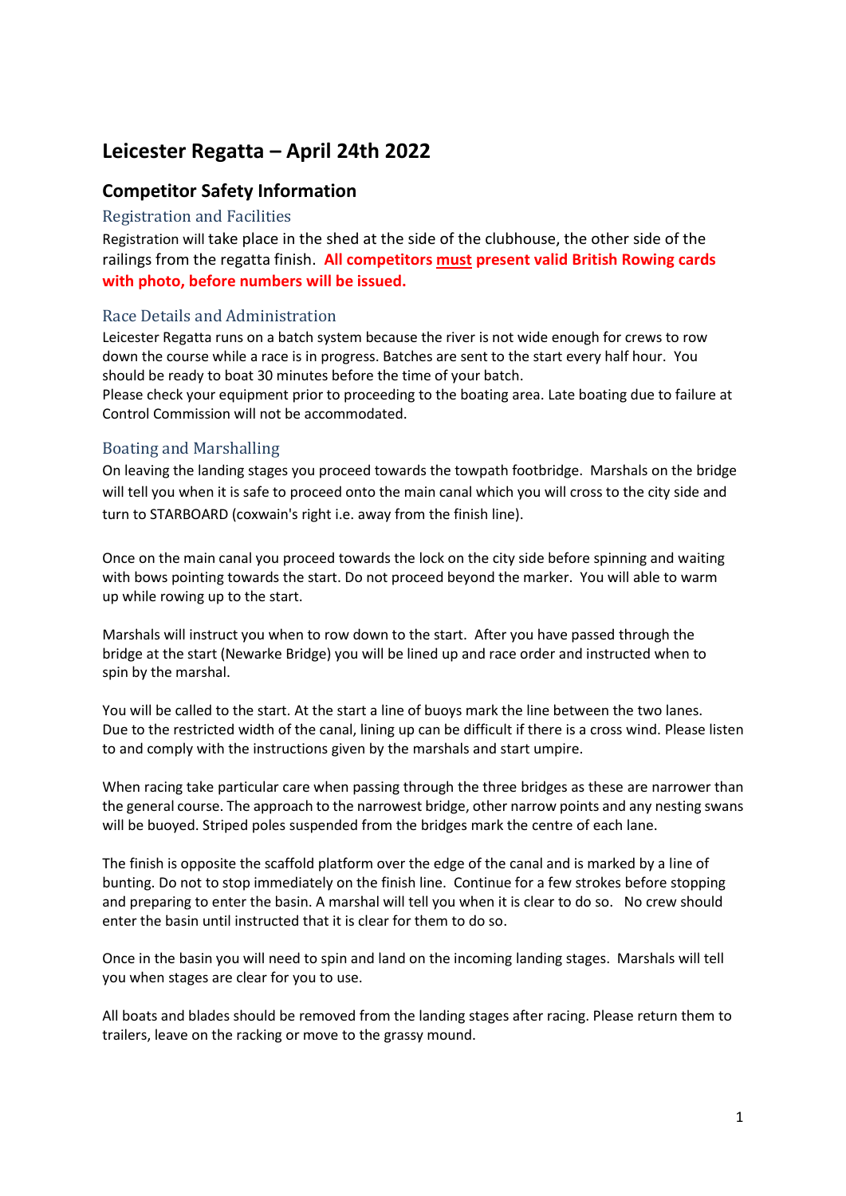# Leicester Regatta – April 24th 2022

## Competitor Safety Information

### Registration and Facilities

Registration will take place in the shed at the side of the clubhouse, the other side of the railings from the regatta finish. **All competitors must present valid British Rowing cards with photo, before numbers will be issued.**

### Race Details and Administration

Leicester Regatta runs on a batch system because the river is not wide enough for crews to row down the course while a race is in progress. Batches are sent to the start every half hour. You should be ready to boat 30 minutes before the time of your batch.

Please check your equipment prior to proceeding to the boating area. Late boating due to failure at Control Commission will not be accommodated.

### Boating and Marshalling

On leaving the landing stages you proceed towards the towpath footbridge. Marshals on the bridge will tell you when it is safe to proceed onto the main canal which you will cross to the city side and turn to STARBOARD (coxwain's right i.e. away from the finish line).

Once on the main canal you proceed towards the lock on the city side before spinning and waiting with bows pointing towards the start. Do not proceed beyond the marker. You will able to warm up while rowing up to the start.

Marshals will instruct you when to row down to the start. After you have passed through the bridge at the start (Newarke Bridge) you will be lined up and race order and instructed when to spin by the marshal.

You will be called to the start. At the start a line of buoys mark the line between the two lanes. Due to the restricted width of the canal, lining up can be difficult if there is a cross wind. Please listen to and comply with the instructions given by the marshals and start umpire.

When racing take particular care when passing through the three bridges as these are narrower than the general course. The approach to the narrowest bridge, other narrow points and any nesting swans will be buoyed. Striped poles suspended from the bridges mark the centre of each lane.

The finish is opposite the scaffold platform over the edge of the canal and is marked by a line of bunting. Do not to stop immediately on the finish line. Continue for a few strokes before stopping and preparing to enter the basin. A marshal will tell you when it is clear to do so. No crew should enter the basin until instructed that it is clear for them to do so.

Once in the basin you will need to spin and land on the incoming landing stages. Marshals will tell you when stages are clear for you to use.

All boats and blades should be removed from the landing stages after racing. Please return them to trailers, leave on the racking or move to the grassy mound.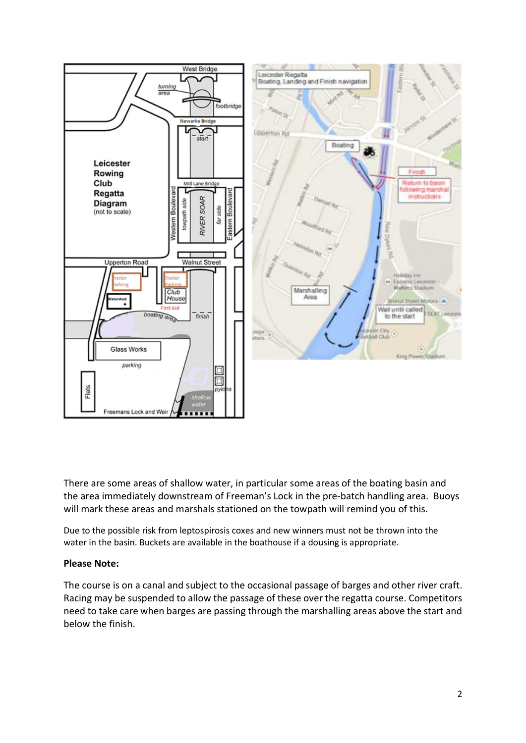West Bridge

turning area

footbridge

Newarke Bridge

start

Leicester Rowing Club Regatta Diagram

(not to scale)

Mill Lane Bridge

Western Boulevard

towpath side

RIVER SOAR

far side

Eastern Boulevard

Upperton Road

Walnut Street

Trailer Parking

Trailer Parking

Club House

Watershed

First Aid

boating area

finish

Glass Works

parking

pylons

Flats

shallow water

Freemans Lock and Weir

Leicester Regatta

Boating, Landing and Finish navigation

Upperton Rd

Boating

Finish

Return to basin following marshal instructions

Marshalling Area

Wait until called to the start

There are some areas of shallow water, in particular some areas of the boating basin and the area immediately downstream of Freeman's Lock in the pre-batch handling area. Buoys will mark these areas and marshals stationed on the towpath will remind you of this.

Due to the possible risk from leptospirosis coxes and new winners must not be thrown into the water in the basin. Buckets are available in the boathouse if a dousing is appropriate.

**Please Note:**

The course is on a canal and subject to the occasional passage of barges and other river craft. Racing may be suspended to allow the passage of these over the regatta course. Competitors need to take care when barges are passing through the marshalling areas above the start and below the finish.